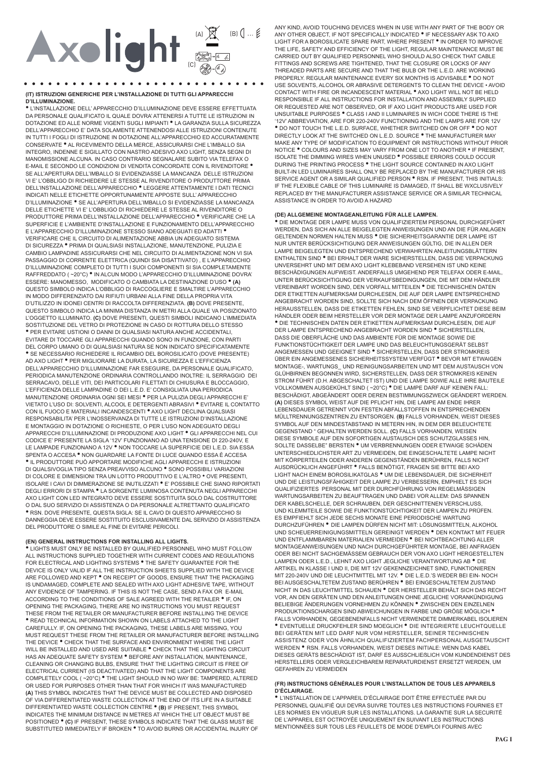# Axolight

(A) (B) (C)

## (IT) ISTRUZIONI GENERICHE PER L'INSTALLAZIONE DI TUTTI GLI APPARECCHI D'ILLUMINAZIONE.

• L'INSTALLAZIONE DELL' APPARECCHIO D'ILLUMINAZIONE DEVE ESSERE EFFETTUATA DA PERSONALE QUALIFICATO IL QUALE DOVRA' ATTENERSI A TUTTE LE ISTRUZIONI IN DOTAZIONE ED ALLE NORME VIGENTI SUGLI IMPIANTI • LA GARANZIA SULLA SICUREZZA DELL'APPARECCHIO E' DATA SOLAMENTE ATTENENDOSI ALLE ISTRUZIONI CONTENUTE IN TUTTI I FOGLI DI ISTRUZIONE IN DOTAZIONE ALL'APPARECCHIO ED ACCURATAMENTE CONSERVATE • AL RICEVIMENTO DELLA MERCE, ASSICURARSI CHE L'IMBALLO SIA INTEGRO, INDENNE E SIGILLATO CON NASTRO ADESIVO AXO LIGHT, SENZA SEGNI DI MANOMISSIONE ALCUNA. IN CASO CONTRARIO SEGNALARE SUBITO VIA TELEFAX O E-MAIL E SECONDO LE CONDIZIONI DI VENDITA CONCORDATE CON IL RIVENDITORE • SE ALL'APERTURA DELL'IMBALLO SI EVIDENZIASSE LA MANCANZA DELLE ISTRUZIONI VI E' L'OBBLIGO DI RICHIEDERE LE STESSE AL RIVENDITORE O PRODUTTORE PRIMA DELL'INSTALLAZIONE DELL'APPARECCHIO • LEGGERE ATTENTAMENTE I DATI TECNICI INDICATI NELLE ETICHETTE OPPORTUNAMENTE APPOSTE SULL' APPARECCHIO D'ILLUMINAZIONE • SE ALL'APERTURA DELL'IMBALLO SI EVIDENZIASSE LA MANCANZA DELLE ETICHETTE VI E' L'OBBLIGO DI RICHIEDERE LE STESSE AL RIVENDITORE O PRODUTTORE PRIMA DELL'INSTALLAZIONE DELL'APPARECCHIO • VERIFICARE CHE LA SUPERFICIE E L'AMBIENTE D'INSTALLAZIONE E FUNZIONAMENTO DELL'APPARECCHIO E L'APPARECCHIO D'ILLUMINAZIONE STESSO SIANO ADEGUATI ED ADATTI • VERIFICARE CHE IL CIRCUITO DI ALIMENTAZIONE ABBIA UN ADEGUATO SISTEMA DI SICUREZZA • PRIMA DI QUALSIASI INSTALLAZIONE, MANUTENZIONE, PULIZIA E CAMBIO LAMPADINE ASSICURARSI CHE NEL CIRCUITO DI ALIMENTAZIONE NON VI SIA PASSAGGIO DI CORRENTE ELETTRICA (QUINDI SIA DISATTIVATO) , E L'APPARECCHIO D'ILLUMINAZIONE COMPLETO DI TUTTI I SUOI COMPONENTI SI SIA COMPLETAMENTE RAFFREDDATO ( ~20°C) • IN ALCUN MODO L'APPARECCHIO D'ILLUMINAZIONE DOVRA' ESSERE: MANOMESSO, MODIFICATO O CAMBIATA LA DESTINAZIONE D'USO • **(A)** QUESTO SIMBOLO INDICA L'OBBLIGO DI RACCOGLIERE E SMALTIRE L'APPARECCHIO IN MODO DIFFERENZIATO DAI RIFIUTI URBANI ALLA FINE DELLA PROPRIA VITA D'UTILIZZO IN IDONEI CENTRI DI RACCOLTA DIFFERENZIATA. **(B)** DOVE PRESENTE, QUESTO SIMBOLO INDICA LA MINIMA DISTANZA IN METRI ALLA QUALE VA POSIZIONATO L'OGGETTO ILLUMINATO. **(C)** DOVE PRESENTI, QUESTI SIMBOLI INDICANO L'IMMEDIATA SOSTITUZIONE DEL VETRO DI PROTEZIONE IN CASO DI ROTTURA DELLO STESSO • PER EVITARE USTIONI O DANNI DI QUALSIASI NATURA ANCHE ACCIDENTALI, EVITARE DI TOCCARE GLI APPARECCHI QUANDO SONO IN FUNZIONE, CON PARTI DEL CORPO UMANO O DI QUALSIASI NATURA SE NON INDICATO SPECIFICATAMENTE • SE NECESSARIO RICHIEDERE IL RICAMBIO DEL BOROSILICATO (DOVE PRESENTE) AD AXO LIGHT • PER MIGLIORARE LA DURATA, LA SICUREZZA E L'EFFICIENZA DELL'APPARECCHIO D'ILLUMINAZIONE FAR ESEGUIRE, DA PERSONALE QUALIFICATO, PERIODICA MANUTENZIONE ORDINARIA CONTROLLANDO INOLTRE: IL SERRAGGIO DEI SERRACAVO, DELLE VITI, DEI PARTICOLARI FILETTATI DI CHIUSURA E BLOCCAGGIO, L'EFFICIENZA DELLE LAMPADINE O DEI L.E.D. E' CONSIGLIATA UNA PERIODICA MANUTENZIONE ORDINARIA OGNI SEI MESI • PER LA PULIZIA DEGLI APPARECCHI E' VIETATO L'USO DI: SOLVENTI, ALCOOL E DETERGENTI ABRASIVI • EVITARE IL CONTATTO CON IL FUOCO E MATERIALI INCANDESCENTI • AXO LIGHT DECLINA QUALSIASI RESPONSABILITA' PER L'INOSSERVANZA DI TUTTE LE ISTRUZIONI D'INSTALLAZIONE E MONTAGGIO IN DOTAZIONE O RICHIESTE, O PER L'USO NON ADEGUATO DEGLI APPARECCHI D'ILLUMINAZIONE DI PRODUZIONE AXO LIGHT • GLI APPARECCHI NEL CUI CODICE E' PRESENTE LA SIGLA '12V' FUNZIONANO AD UNA TENSIONE DI 220-240V, E LE LAMPADE FUNZIONANO A 12V • NON TOCCARE LA SUPERFICIE DEI L.E.D. SIA ESSA SPENTA O ACCESA • NON GUARDARE LA FONTE DI LUCE QUANDO ESSA È ACCESA • IL PRODUTTORE PUÒ APPORTARE MODIFICHE AGLI APPARECCHI E ISTRUZIONI DI QUALSIVOGLIA TIPO SENZA PREAVVISO ALCUNO • SONO POSSIBILI VARIAZIONI DI COLORE E DIMENSIONI TRA UN LOTTO PRODUTTIVO E L'ALTRO • OVE PRESENTI, ISOLARE I CAVI DI DIMMERAZIONE SE INUTILIZZATI • E' POSSIBILE CHE SIANO RIPORTATI DEGLI ERRORI DI STAMPA • LA SORGENTE LUMINOSA CONTENUTA NEGLI APPARECCHI AXO LIGHT CON LED INTEGRATO DEVE ESSERE SOSTITUITA SOLO DAL COSTRUTTORE O DAL SUO SERVIZIO DI ASSISTENZA O DA PERSONALE ALTRETTANTO QUALIFICATO • RSN. DOVE PRESENTE, QUESTA SIGLA: SE IL CAVO DI QUESTO APPARECCHIO SI DANNEGGIA DEVE ESSERE SOSTITUITO ESCLUSIVAMENTE DAL SERVIZIO DI ASSISTENZA DEL PRODUTTORE O SIMILE AL FINE DI EVITARE PERICOLI.

## (EN) GENERAL INSTRUCTIONS FOR INSTALLING ALL LIGHTS.

• LIGHTS MUST ONLY BE INSTALLED BY QUALIFIED PERSONNEL WHO MUST FOLLOW ALL INSTRUCTIONS SUPPLIED TOGETHER WITH CURRENT CODES AND REGULATIONS FOR ELECTRICAL AND LIGHTING SYSTEMS • THE SAFETY GUARANTEE FOR THE DEVICE IS ONLY VALID IF ALL THE INSTRUCTION SHEETS SUPPLIED WITH THE DEVICE ARE FOLLOWED AND KEPT • ON RECEIPT OF GOODS, ENSURE THAT THE PACKAGING IS UNDAMAGED, COMPLETE AND SEALED WITH AXO LIGHT ADHESIVE TAPE, WITHOUT ANY EVIDENCE OF TAMPERING. IF THIS IS NOT THE CASE, SEND A FAX OR E-MAIL ACCORDING TO THE CONDITIONS OF SALE AGREED WITH THE RETAILER • IF, ON OPENING THE PACKAGING, THERE ARE NO INSTRUCTIONS YOU MUST REQUEST THESE FROM THE RETAILER OR MANUFACTURER BEFORE INSTALLING THE DEVICE • READ TECHNICAL INFORMATION SHOWN ON LABELS ATTACHED TO THE LIGHT CAREFULLY. IF, ON OPENING THE PACKAGING, THESE LABELS ARE MISSING, YOU MUST REQUEST THESE FROM THE RETAILER OR MANUFACTURER BEFORE INSTALLING THE DEVICE • CHECK THAT THE SURFACE AND ENVIRONMENT WHERE THE LIGHT WILL BE INSTALLED AND USED ARE SUITABLE • CHECK THAT THE LIGHTING CIRCUIT HAS AN ADEQUATE SAFETY SYSTEM • BEFORE ANY INSTALLATION, MAINTENANCE, CLEANING OR CHANGING BULBS, ENSURE THAT THE LIGHTING CIRCUIT IS FREE OF ELECTRICAL CURRENT (IS DEACTIVATED) AND THAT THE LIGHT COMPONENTS ARE COMPLETELY COOL ( ~20°C) • THE LIGHT SHOULD IN NO WAY BE: TAMPERED, ALTERED OR USED FOR PURPOSES OTHER THAN THAT FOR WHICH IT WAS MANUFACTURED **(A)** THIS SYMBOL INDICATES THAT THE DEVICE MUST BE COLLECTED AND DISPOSED OF VIA DIFFERENTIATED WASTE COLLECTION AT THE END OF ITS LIFE IN A SUITABLE DIFFERENTIATED WASTE COLLECTION CENTRE • **(B)** IF PRESENT, THIS SYMBOL INDICATES THE MINIMUM DISTANCE IN METRES AT WHICH THE LIT OBJECT MUST BE POSITIONED • **(C)** IF PRESENT, THESE SYMBOLS INDICATE THAT THE GLASS MUST BE SUBSTITUTED IMMEDIATELY IF BROKEN • TO AVOID BURNS OR ACCIDENTAL INJURY OF ANY KIND, AVOID TOUCHING DEVICES WHEN IN USE WITH ANY PART OF THE BODY OR ANY OTHER OBJECT, IF NOT SPECIFICALLY INDICATED • IF NECESSARY ASK TO AXO LIGHT FOR A BOROSILICATE SPARE PART, WHERE PRESENT • IN ORDER TO IMPROVE THE LIFE, SAFETY AND EFFICIENCY OF THE LIGHT, REGULAR MAINTENANCE MUST BE CARRIED OUT BY QUALIFIED PERSONNEL WHO SHOULD ALSO CHECK THAT CABLE FITTINGS AND SCREWS ARE TIGHTENED, THAT THE CLOSURE OR LOCKS OF ANY THREADED PARTS ARE SECURE AND THAT THE BULB OR THE L.E.D. ARE WORKING PROPERLY. REGULAR MAINTENANCE EVERY SIX MONTHS IS ADVISABLE • DO NOT USE SOLVENTS, ALCOHOL OR ABRASIVE DETERGENTS TO CLEAN THE DEVICE • AVOID CONTACT WITH FIRE OR INCANDESCENT MATERIAL • AXO LIGHT WILL NOT BE HELD RESPONSIBLE IF ALL INSTRUCTIONS FOR INSTALLATION AND ASSEMBLY SUPPLIED OR REQUESTED ARE NOT OBSERVED, OR IF AXO LIGHT PRODUCTS ARE USED FOR UNSUITABLE PURPOSES • CLASS I AND II LUMINAIRES IN WICH CODE THERE IS THE '12V' ABBREVIATION, ARE FOR 220-240V FUNCTIONING AND THE LAMPS ARE FOR 12V • DO NOT TOUCH THE L.E.D. SURFACE, WHETHER SWITCHED ON OR OFF • DO NOT DIRECTLY LOOK AT THE SWITCHED ON L.E.D. SOURCE • THE MANUFACTURER MAY MAKE ANY TYPE OF MODIFICATION TO EQUIPMENT OR INSTRUCTIONS WITHOUT PRIOR NOTICE • COLOURS AND SIZES MAY VARY FROM ONE LOT TO ANOTHER • IF PRESENT, ISOLATE THE DIMMING WIRES WHEN UNUSED • POSSIBLE ERRORS COULD OCCUR DURING THE PRINTING PROCESS • THE LIGHT SOURCE CONTAINED IN AXO LIGHT BUILT-IN LED LUMINAIRES SHALL ONLY BE REPLACED BY THE MANUFACTURER OR HIS SERVICE AGENT OR A SIMILAR QUALIFIED PERSON • RSN. IF PRESENT, THIS INITIALS: IF THE FLEXIBLE CABLE OF THIS LUMINAIRE IS DAMAGED, IT SHALL BE WXCLUSIVELY REPLACED BY THE MANUFACTURER ASSISTANCE SERVICE OR A SIMILAR TECHNICAL ASSISTANCE IN ORDER TO AVOID A HAZARD

## (DE) ALLGEMEINE MONTAGEANLEITUNG FÜR ALLE LAMPEN.

• DIE MONTAGE DER LAMPE MUSS VON QUALIFIZIERTEM PERSONAL DURCHGEFÜHRT WERDEN, DAS SICH AN ALLE BEIGELEGTEN ANWEISUNGEN UND AN DIE FÜR ANLAGEN GELTENDEN NORMEN HALTEN MUSS • DIE SICHERHEITSGARANTIE DER LAMPE IST NUR UNTER BERÜCKSICHTIGUNG DER ANWEISUNGEN GÜLTIG, DIE IN ALLEN DER LAMPE BEIGELEGTEN UND ENTSPRECHEND VERWAHRTEN ANLEITUNGSBLÄTTERN ENTHALTEN SIND • BEI ERHALT DER WARE SICHERSTELLEN, DASS DIE VERPACKUNG UNVERSEHRT UND MIT DEM AXO LIGHT KLEBEBAND VERSEHEN IST UND KEINE BESCHÄDIGUNGEN AUFWEIST. ANDERFALLS UMGEHEND PER TELEFAX ODER E-MAIL, UNTER BERÜCKSICHTIGUNG DER VERKAUFSBEDINGUNGEN, DIE MIT DEM HÄNDLER VEREINBART WORDEN SIND, DEN VORFALL MITTEILEN • DIE TECHNISCHEN DATEN DER ETIKETTEN AUFMERKSAM DURCHLESEN, DIE AUF DER LAMPE ENTSPRECHEND ANGEBRACHT WORDEN SIND, SOLLTE SICH NACH DEM ÖFFNEN DER VERPACKUNG HERAUSSTELLEN, DASS DIE ETIKETTEN FEHLEN, SIND SIE VERPFLICHTET DIESE BEIM HÄNDLER ODER BEIM HERSTELLER VOR DER MONTAGE DER LAMPE ANZUFORDERN • DIE TECHNISCHEN DATEN DER ETIKETTEN AUFMERKSAM DURCHLESEN, DIE AUF DER LAMPE ENTSPRECHEND ANGEBRACHT WORDEN SIND • SICHERSTELLEN, DASS DIE OBERFLÄCHE UND DAS AMBIENTE FÜR DIE MONTAGE SOWIE DIE FUNKTIONSTÜCHTIGKEIT DER LAMPE UND DAS BELEUCHTUNGSGERÄT SELBST ANGEMESSEN UND GEEIGNET SIND • SICHERSTELLEN, DASS DER STROMKREIS ÜBER EIN ANGEMESSENES SICHERHEITSSYSTEM VERFÜGT • BEVOR MIT ETWAIGEN MONTAGE-, WARTUNGS_ UND REINIGUNGSARBEITEN UND MIT DEM AUSTAUSCH VON GLÜHBIRNEN BEGONNEN WIRD, SICHERSTELLEN, DASS DER STROMKREIS KEINEN STROM FÜHRT (D.H. ABGESCHALTET IST) UND DIE LAMPE SOWIE ALLE IHRE BAUTEILE VOLLKOMMEN AUSGEKÜHLT SIND ( ~20°C) • DIE LAMPE DARF AUF KEINEN FALL: BESCHÄDIGT, ABGEÄNDERT ODER DEREN BESTIMMUNGSZWECK GEÄNDERT WERDEN. **(A)** DIESES SYMBOL WEIST AUF DIE PFLICHT HIN, DIE LAMPE AM ENDE IHRER LEBENSDAUER GETRENNT VON FESTEN ABFALLSTOFFEN IN ENTSPRECHENDEN MÜLLTRENNUNGSZENTREN ZU ENTSORGEN. **(B)** FALLS VORHANDEN, WEIST DIESES SYMBOL AUF DEN MINDESTABSTAND IN METERN HIN, IN DEM DER BELEUCHTETE GEGENSTAND " GEHALTEN WERDEN SOLL. **(C)** FALLS VORHANDEN, WEISEN DIESE SYMBOLE AUF DEN SOFORTIGEN AUSTAUSCH DES SCHUTZGLASSES HIN, SOLLTE DASSELBE" BERSTEN • UM VERBRENNUNGEN ODER ETWAIGE SCHÄDEN UNTERSCHIEDLICHSTER ART ZU VERMEIDEN, DIE EINGESCHALTETE LAMPE NICHT MIT KÖRPERTEILEN ODER ANDEREN GEGENSTÄNDEN BERÜHREN, FALLS NICHT AUSDRÜCKLICH ANGEFÜHRT • FALLS BENÖTIGT, FRAGEN SIE BITTE BEI AXO LIGHT NACH EINEM BOROSILIKATGLAS • UM DIE LEBENSDAUER, DIE SICHERHEIT UND DIE LEISTUNGSFÄHIGKEIT DER LAMPE ZU VERBESSERN, EMPHIELT ES SICH QUALIFIZIERTES PERSONAL MIT DER DURCHFÜHRUNG VON REGELMÄSSIGEN WARTUNGSARBEITEN ZU BEAUFTRAGEN UND DABEI VOR ALLEM: DAS SPANNEN DER KABELSCHELLE, DER SCHRAUBEN, DER GESCHNITTENEN VERSCHLUSS, UND KLEMMTEILE SOWIE DIE FUNKTIONSTÜCHTIGKEIT DER LAMPEN ZU PRÜFEN. ES EMPFIEHLT SICH JEDE SECHS MONATE EINE PERIODISCHE WARTUNG DURCHZUFÜHREN • DIE LAMPEN DÜRFEN NICHT MIT: LÖSUNGSMITTELN, ALKOHOL UND SCHEUERREINIGUNGSMITTELN GEREINIGT WERDEN • DEN KONTAKT MIT FEUER UND ENTFLAMMBAREN MATERIALIEN VERMEIDEN • BEI NICHTBEACHTUNG ALLER MONTAGEANWEISUNGEN UND NACH DURCHGEFÜHRTER MONTAGE, BEI ANFRAGEN ODER BEI NICHT SACHGEMÄSSEM GEBRAUCH DER VON AXO LIGHT HERGESTELLTEN LAMPEN ODER L.E.D., LEHNT AXO LIGHT JEGLICHE VERANTWORTUNG AB • DIE ARTIKEL IN KLASSE I UND II, DIE MIT 12V GEKENNZEICHNET SIND, FUNKTIONIEREN MIT 220-240V UND DIE LEUCHTMITTEL MIT 12V. • DIE L.E.D.'S WEDER BEI EIN- NOCH BEI AUSGESCHALTETEM ZUSTAND BERÜHREN • BEI EINGESCHALTETEM ZUSTAND NICHT IN DAS LEUCHTMITTEL SCHAUEN • DER HERSTELLER BEHÄLT SICH DAS RECHT VOR, AN DEN GERÄTEN UND DEN ANLEITUNGEN OHNE JEGLICHE VORANKÜNDIGUNG BELIEBIGE ÄNDERUNGEN VORNEHMEN ZU KÖNNEN • ZWISCHEN DEN EINZELNEN PRODUKTIONSCHARGEN SIND ABWEICHUNGEN IN FARBE UND GRÖßE MÖGLICH • FALLS VORHANDEN, GEGEBENENFALLS NICHT VERWENDETE DIMMERKABEL ISOLIEREN • EVENTUELLE DRUCKFEHLER SIND MOEGLICH • DIE INTEGRIERTE LEUCHTQUELLE BEI GERÄTEN MIT LED DARF NUR VOM HERSTELLER, SEINER TECHNISCHEN ASSISTENZ ODER VON ÄHNLICH QUALIFIZIERTEM FACHPERSONAL AUSGETAUSCHT WERDEN • RSN. FALLS VORHANDEN, WEIST DIESES INITIALE: WENN DAS KABEL DIESES GERÄTS BESCHÄDIGT IST, DARF ES AUSSCHLIEßLICH VOM KUNDENDIENST DES HERSTELLERS ODER VERGLEICHBAREM REPARATURDIENST ERSETZT WERDEN, UM GEFAHREN ZU VERMEIDEN

## (FR) INSTRUCTIONS GÉNÉRALES POUR L'INSTALLATION DE TOUS LES APPAREILS D'ÉCLAIRAGE.

• L'INSTALLATION DE L'APPAREIL D'ÉCLAIRAGE DOIT ÊTRE EFFECTUÉE PAR DU PERSONNEL QUALIFIÉ QUI DEVRA SUIVRE TOUTES LES INSTRUCTIONS FOURNIES ET LES NORMES EN VIGUEUR SUR LES INSTALLATIONS. LA GARANTIE SUR LA SECURITÉ DE L'APPAREIL EST OCTROYÉE UNIQUEMENT EN SUIVANT LES INSTRUCTIONS MENTIONNÉES SUR TOUS LES FEUILLETS DE MODE D'EMPLOI FOURNIS AVEC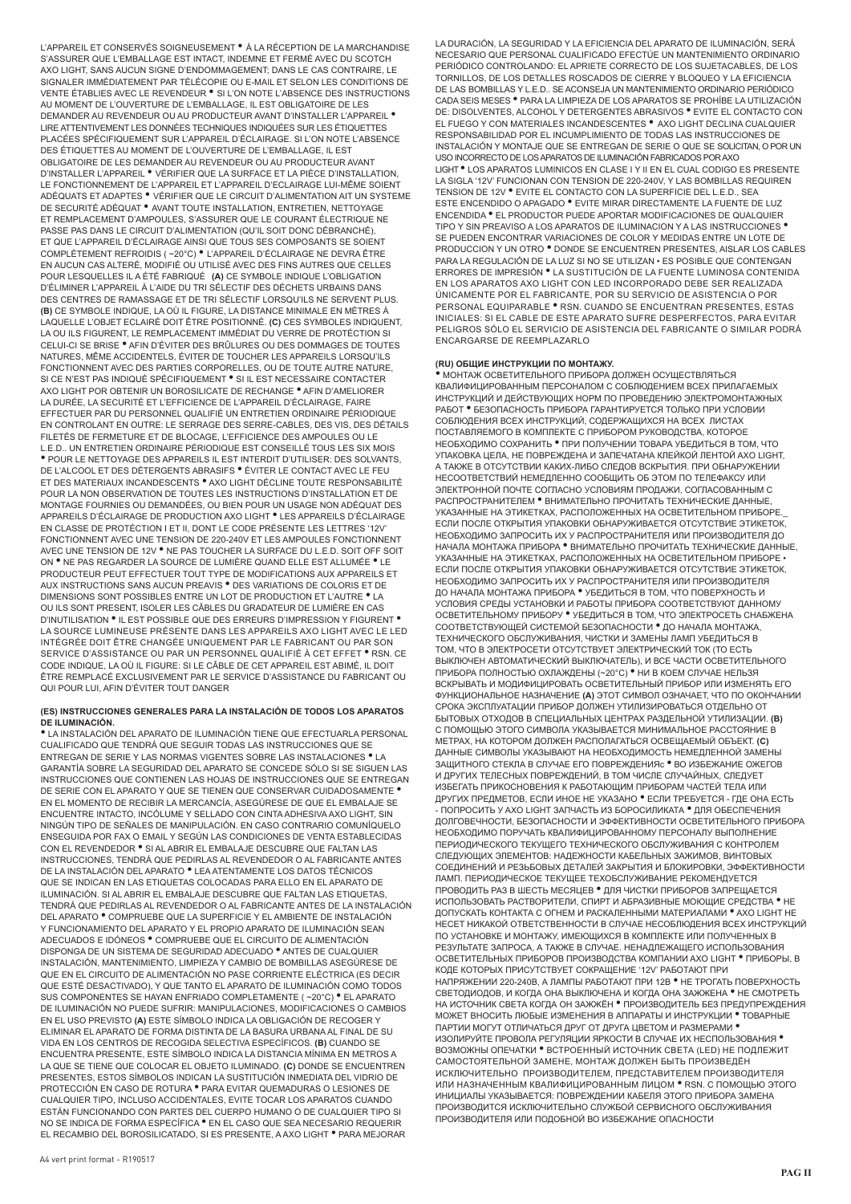L'APPAREIL ET CONSERVÉS SOIGNEUSEMENT • À LA RÉCEPTION DE LA MARCHANDISE S'ASSURER QUE L'EMBALLAGE EST INTACT, INDEMNE ET FERMÉ AVEC DU SCOTCH AXO LIGHT, SANS AUCUN SIGNE D'ENDOMMAGEMENT; DANS LE CAS CONTRAIRE, LE SIGNALER IMMÉDIATEMENT PAR TÉLÉCOPIE OU E-MAIL ET SELON LES CONDITIONS DE VENTE ÉTABLIES AVEC LE REVENDEUR • SI L'ON NOTE L'ABSENCE DES INSTRUCTIONS AU MOMENT DE L'OUVERTURE DE L'EMBALLAGE, IL EST OBLIGATOIRE DE LES DEMANDER AU REVENDEUR OU AU PRODUCTEUR AVANT D'INSTALLER L'APPAREIL • LIRE ATTENTIVEMENT LES DONNÉES TECHNIQUES INDIQUÉES SUR LES ÉTIQUETTES PLACÉES SPÉCIFIQUEMENT SUR L'APPAREIL D'ÉCLAIRAGE. SI L'ON NOTE L'ABSENCE DES ÉTIQUETTES AU MOMENT DE L'OUVERTURE DE L'EMBALLAGE, IL EST OBLIGATOIRE DE LES DEMANDER AU REVENDEUR OU AU PRODUCTEUR AVANT D'INSTALLER L'APPAREIL • VÉRIFIER QUE LA SURFACE ET LA PIÈCE D'INSTALLATION, LE FONCTIONNEMENT DE L'APPAREIL ET L'APPAREIL D'ÉCLAIRAGE LUI-MÊME SOIENT ADÉQUATS ET ADAPTES • VÉRIFIER QUE LE CIRCUIT D'ALIMENTATION AIT UN SYSTEME DE SECURITÉ ADÉQUAT • AVANT TOUTE INSTALLATION, ENTRETIEN, NETTOYAGE ET REMPLACEMENT D'AMPOULES, S'ASSURER QUE LE COURANT ÉLECTRIQUE NE PASSE PAS DANS LE CIRCUIT D'ALIMENTATION (QU'IL SOIT DONC DÉBRANCHÉ), ET QUE L'APPAREIL D'ÉCLAIRAGE AINSI QUE TOUS SES COMPOSANTS SE SOIENT COMPLÈTEMENT REFROIDIS ( ~20°C) • L'APPAREIL D'ÉCLAIRAGE NE DEVRA ÊTRE EN AUCUN CAS ALTERÉ, MODIFIÉ OU UTILISÉ AVEC DES FINS AUTRES QUE CELLES POUR LESQUELLES IL A ÉTÉ FABRIQUÉ **(A)** CE SYMBOLE INDIQUE L'OBLIGATION D'ÉLIMINER L'APPAREIL À L'AIDE DU TRI SÉLECTIF DES DÉCHETS URBAINS DANS DES CENTRES DE RAMASSAGE ET DE TRI SÉLECTIF LORSQU'ILS NE SERVENT PLUS. **(B)** CE SYMBOLE INDIQUE, LA OÙ IL FIGURE, LA DISTANCE MINIMALE EN MÈTRES À LAQUELLE L'OBJET ECLAIRÉ DOIT ÊTRE POSITIONNÉ. **(C)** CES SYMBOLES INDIQUENT, LA OU ILS FIGURENT, LE REMPLACEMENT IMMÉDIAT DU VERRE DE PROTECTION SI CELUI-CI SE BRISE • AFIN D'ÉVITER DES BRÛLURES OU DES DOMMAGES DE TOUTES NATURES, MÊME ACCIDENTELS, ÉVITER DE TOUCHER LES APPAREILS LORSQU'ILS FONCTIONNENT AVEC DES PARTIES CORPORELLES, OU DE TOUTE AUTRE NATURE, SI CE N'EST PAS INDIQUÉ SPÉCIFIQUEMENT • SI IL EST NECESSAIRE CONTACTER AXO LIGHT POR OBTENIR UN BOROSILICATE DE RECHANGE • AFIN D'AMELIORER LA DURÉE, LA SECURITÉ ET L'EFFICIENCE DE L'APPAREIL D'ÉCLAIRAGE, FAIRE EFFECTUER PAR DU PERSONNEL QUALIFIÉ UN ENTRETIEN ORDINAIRE PÉRIODIQUE EN CONTROLANT EN OUTRE: LE SERRAGE DES SERRE-CABLES, DES VIS, DES DÉTAILS FILETÉS DE FERMETURE ET DE BLOCAGE, L'EFFICIENCE DES AMPOULES OU LE L.E.D.. UN ENTRETIEN ORDINAIRE PÉRIODIQUE EST CONSEILLÉ TOUS LES SIX MOIS • POUR LE NETTOYAGE DES APPAREILS IL EST INTERDIT D'UTILISER: DES SOLVANTS, DE L'ALCOOL ET DES DÉTERGENTS ABRASIFS • ÉVITER LE CONTACT AVEC LE FEU ET DES MATERIAUX INCANDESCENTS • AXO LIGHT DÉCLINE TOUTE RESPONSABILITÉ POUR LA NON OBSERVATION DE TOUTES LES INSTRUCTIONS D'INSTALLATION ET DE MONTAGE FOURNIES OU DEMANDÉES, OU BIEN POUR UN USAGE NON ADÉQUAT DES APPAREILS D'ÉCLAIRAGE DE PRODUCTION AXO LIGHT • LES APPAREILS D'ÉCLAIRAGE EN CLASSE DE PROTÉCTION I ET II, DONT LE CODE PRÉSENTE LES LETTRES '12V' FONCTIONNENT AVEC UNE TENSION DE 220-240V ET LES AMPOULES FONCTIONNENT AVEC UNE TENSION DE 12V • NE PAS TOUCHER LA SURFACE DU L.E.D. SOIT OFF SOIT ON • NE PAS REGARDER LA SOURCE DE LUMIÈRE QUAND ELLE EST ALLUMÉE • LE PRODUCTEUR PEUT EFFECTUER TOUT TYPE DE MODIFICATIONS AUX APPAREILS ET AUX INSTRUCTIONS SANS AUCUN PREAVIS • DES VARIATIONS DE COLORIS ET DE DIMENSIONS SONT POSSIBLES ENTRE UN LOT DE PRODUCTION ET L'AUTRE • LA OU ILS SONT PRESENT, ISOLER LES CÂBLES DU GRADATEUR DE LUMIÈRE EN CAS D'INUTILISATION • IL EST POSSIBLE QUE DES ERREURS D'IMPRESSION Y FIGURENT • LA SOURCE LUMINEUSE PRÉSENTE DANS LES APPAREILS AXO LIGHT AVEC LE LED INTÉGRÉE DOIT ÊTRE CHANGÉE UNIQUEMENT PAR LE FABRICANT OU PAR SON SERVICE D'ASSISTANCE OU PAR UN PERSONNEL QUALIFIÉ À CET EFFET • RSN. CE CODE INDIQUE, LA OÙ IL FIGURE: SI LE CÂBLE DE CET APPAREIL EST ABÎMÉ, IL DOIT ÊTRE REMPLACÉ EXCLUSIVEMENT PAR LE SERVICE D'ASSISTANCE DU FABRICANT OU QUI POUR LUI, AFIN D'ÉVITER TOUT DANGER

#### (ES) INSTRUCCIONES GENERALES PARA LA INSTALACIÓN DE TODOS LOS APARATOS DE ILUMINACIÓN.

• LA INSTALACIÓN DEL APARATO DE ILUMINACIÓN TIENE QUE EFECTUARLA PERSONAL CUALIFICADO QUE TENDRÁ QUE SEGUIR TODAS LAS INSTRUCCIONES QUE SE ENTREGAN DE SERIE Y LAS NORMAS VIGENTES SOBRE LAS INSTALACIONES • LA GARANTÍA SOBRE LA SEGURIDAD DEL APARATO SE CONCEDE SÓLO SI SE SIGUEN LAS INSTRUCCIONES QUE CONTIENEN LAS HOJAS DE INSTRUCCIONES QUE SE ENTREGAN DE SERIE CON EL APARATO Y QUE SE TIENEN QUE CONSERVAR CUIDADOSAMENTE • EN EL MOMENTO DE RECIBIR LA MERCANCÍA, ASEGÚRESE DE QUE EL EMBALAJE SE ENCUENTRE INTACTO, INCÓLUME Y SELLADO CON CINTA ADHESIVA AXO LIGHT, SIN NINGÚN TIPO DE SEÑALES DE MANIPULACIÓN. EN CASO CONTRARIO COMUNÍQUELO ENSEGUIDA POR FAX O EMAIL Y SEGÚN LAS CONDICIONES DE VENTA ESTABLECIDAS CON EL REVENDEDOR • SI AL ABRIR EL EMBALAJE DESCUBRE QUE FALTAN LAS INSTRUCCIONES, TENDRÁ QUE PEDIRLAS AL REVENDEDOR O AL FABRICANTE ANTES DE LA INSTALACIÓN DEL APARATO • LEA ATENTAMENTE LOS DATOS TÉCNICOS QUE SE INDICAN EN LAS ETIQUETAS COLOCADAS PARA ELLO EN EL APARATO DE ILUMINACIÓN. SI AL ABRIR EL EMBALAJE DESCUBRE QUE FALTAN LAS ETIQUETAS, TENDRÁ QUE PEDIRLAS AL REVENDEDOR O AL FABRICANTE ANTES DE LA INSTALACIÓN DEL APARATO • COMPRUEBE QUE LA SUPERFICIE Y EL AMBIENTE DE INSTALACIÓN Y FUNCIONAMIENTO DEL APARATO Y EL PROPIO APARATO DE ILUMINACIÓN SEAN ADECUADOS E IDÓNEOS • COMPRUEBE QUE EL CIRCUITO DE ALIMENTACIÓN DISPONGA DE UN SISTEMA DE SEGURIDAD ADECUADO • ANTES DE CUALQUIER INSTALACIÓN, MANTENIMIENTO, LIMPIEZA Y CAMBIO DE BOMBILLAS ASEGÚRESE DE QUE EN EL CIRCUITO DE ALIMENTACIÓN NO PASE CORRIENTE ELÉCTRICA (ES DECIR QUE ESTÉ DESACTIVADO), Y QUE TANTO EL APARATO DE ILUMINACIÓN COMO TODOS SUS COMPONENTES SE HAYAN ENFRIADO COMPLETAMENTE ( ~20°C) • EL APARATO DE ILUMINACIÓN NO PUEDE SUFRIR: MANIPULACIONES, MODIFICACIONES O CAMBIOS EN EL USO PREVISTO **(A)** ESTE SÍMBOLO INDICA LA OBLIGACIÓN DE RECOGER Y ELIMINAR EL APARATO DE FORMA DISTINTA DE LA BASURA URBANA AL FINAL DE SU VIDA EN LOS CENTROS DE RECOGIDA SELECTIVA ESPECÍFICOS. **(B)** CUANDO SE ENCUENTRA PRESENTE, ESTE SÍMBOLO INDICA LA DISTANCIA MÍNIMA EN METROS A LA QUE SE TIENE QUE COLOCAR EL OBJETO ILUMINADO. **(C)** DONDE SE ENCUENTREN PRESENTES, ESTOS SÍMBOLOS INDICAN LA SUSTITUCIÓN INMEDIATA DEL VIDRIO DE PROTECCIÓN EN CASO DE ROTURA • PARA EVITAR QUEMADURAS O LESIONES DE CUALQUIER TIPO, INCLUSO ACCIDENTALES, EVITE TOCAR LOS APARATOS CUANDO ESTÁN FUNCIONANDO CON PARTES DEL CUERPO HUMANO O DE CUALQUIER TIPO SI NO SE INDICA DE FORMA ESPECÍFICA • EN EL CASO QUE SEA NECESARIO REQUERIR EL RECAMBIO DEL BOROSILICATADO, SI ES PRESENTE, A AXO LIGHT • PARA MEJORAR LA DURACIÓN, LA SEGURIDAD Y LA EFICIENCIA DEL APARATO DE ILUMINACIÓN, SERÁ NECESARIO QUE PERSONAL CUALIFICADO EFECTÚE UN MANTENIMIENTO ORDINARIO PERIÓDICO CONTROLANDO: EL APRIETE CORRECTO DE LOS SUJETACABLES, DE LOS TORNILLOS, DE LOS DETALLES ROSCADOS DE CIERRE Y BLOQUEO Y LA EFICIENCIA DE LAS BOMBILLAS Y L.E.D.. SE ACONSEJA UN MANTENIMIENTO ORDINARIO PERIÓDICO CADA SEIS MESES • PARA LA LIMPIEZA DE LOS APARATOS SE PROHÍBE LA UTILIZACIÓN DE: DISOLVENTES, ALCOHOL Y DETERGENTES ABRASIVOS • EVITE EL CONTACTO CON EL FUEGO Y CON MATERIALES INCANDESCENTES • AXO LIGHT DECLINA CUALQUIER RESPONSABILIDAD POR EL INCUMPLIMIENTO DE TODAS LAS INSTRUCCIONES DE INSTALACIÓN Y MONTAJE QUE SE ENTREGAN DE SERIE O QUE SE SOLICITAN, O POR UN USO INCORRECTO DE LOS APARATOS DE ILUMINACIÓN FABRICADOS POR AXO LIGHT • LOS APARATOS LUMINICOS EN CLASE I Y II EN EL CUAL CODIGO ES PRESENTE LA SIGLA '12V' FUNCIONAN CON TENSION DE 220-240V, Y LAS BOMBILLAS REQUIREN TENSION DE 12V • EVITE EL CONTACTO CON LA SUPERFICIE DEL L.E.D., SEA ESTE ENCENDIDO O APAGADO • EVITE MIRAR DIRECTAMENTE LA FUENTE DE LUZ ENCENDIDA • EL PRODUCTOR PUEDE APORTAR MODIFICACIONES DE QUALQUIER TIPO Y SIN PREAVISO A LOS APARATOS DE ILUMINACION Y A LAS INSTRUCCIONES • SE PUEDEN ENCONTRAR VARIACIONES DE COLOR Y MEDIDAS ENTRE UN LOTE DE PRODUCCION Y UN OTRO • DONDE SE ENCUENTREN PRESENTES, AISLAR LOS CABLES PARA LA REGULACIÓN DE LA LUZ SI NO SE UTILIZAN • ES POSIBLE QUE CONTENGAN ERRORES DE IMPRESIÓN • LA SUSTITUCIÓN DE LA FUENTE LUMINOSA CONTENIDA EN LOS APARATOS AXO LIGHT CON LED INCORPORADO DEBE SER REALIZADA ÚNICAMENTE POR EL FABRICANTE, POR SU SERVICIO DE ASISTENCIA O POR PERSONAL EQUIPARABLE • RSN. CUANDO SE ENCUENTRAN PRESENTES, ESTAS INICIALES: SI EL CABLE DE ESTE APARATO SUFRE DESPERFECTOS, PARA EVITAR PELIGROS SÓLO EL SERVICIO DE ASISTENCIA DEL FABRICANTE O SIMILAR PODRÁ ENCARGARSE DE REEMPLAZARLO

#### (RU) ОБЩИЕ ИНСТРУКЦИИ ПО МОНТАЖУ.

• МОНТАЖ ОСВЕТИТЕЛЬНОГО ПРИБОРА ДОЛЖЕН ОСУЩЕСТВЛЯТЬСЯ КВАЛИФИЦИРОВАННЫМ ПЕРСОНАЛОМ С СОБЛЮДЕНИЕМ ВСЕХ ПРИЛАГАЕМЫХ ИНСТРУКЦИЙ И ДЕЙСТВУЮЩИХ НОРМ ПО ПРОВЕДЕНИЮ ЭЛЕКТРОМОНТАЖНЫХ РАБОТ • БЕЗОПАСНОСТЬ ПРИБОРА ГАРАНТИРУЕТСЯ ТОЛЬКО ПРИ УСЛОВИИ СОБЛЮДЕНИЯ ВСЕХ ИНСТРУКЦИЙ, СОДЕРЖАЩИХСЯ НА ВСЕХ ЛИСТАХ ПОСТАВЛЯЕМОГО В КОМПЛЕКТЕ С ПРИБОРОМ РУКОВОДСТВА, КОТОРОЕ НЕОБХОДИМО СОХРАНИТЬ • ПРИ ПОЛУЧЕНИИ ТОВАРА УБЕДИТЬСЯ В ТОМ, ЧТО УПАКОВКА ЦЕЛА, НЕ ПОВРЕЖДЕНА И ЗАПЕЧАТАНА КЛЕЙКОЙ ЛЕНТОЙ AXO LIGHT, А ТАКЖЕ В ОТСУТСТВИИ КАКИХ-ЛИБО СЛЕДОВ ВСКРЫТИЯ. ПРИ ОБНАРУЖЕНИИ НЕСООТВЕТСТВИЙ НЕМЕДЛЕННО СООБЩИТЬ ОБ ЭТОМ ПО ТЕЛЕФАКСУ ИЛИ ЭЛЕКТРОННОЙ ПОЧТЕ СОГЛАСНО УСЛОВИЯМ ПРОДАЖИ, СОГЛАСОВАННЫМ С РАСПРОСТРАНИТЕЛЕМ • ВНИМАТЕЛЬНО ПРОЧИТАТЬ ТЕХНИЧЕСКИЕ ДАННЫЕ, УКАЗАННЫЕ НА ЭТИКЕТКАХ, РАСПОЛОЖЕННЫХ НА ОСВЕТИТЕЛЬНОМ ПРИБОРЕ._ ЕСЛИ ПОСЛЕ ОТКРЫТИЯ УПАКОВКИ ОБНАРУЖИВАЕТСЯ ОТСУТСТВИЕ ЭТИКЕТОК, НЕОБХОДИМО ЗАПРОСИТЬ ИХ У РАСПРОСТРАНИТЕЛЯ ИЛИ ПРОИЗВОДИТЕЛЯ ДО НАЧАЛА МОНТАЖА ПРИБОРА • ВНИМАТЕЛЬНО ПРОЧИТАТЬ ТЕХНИЧЕСКИЕ ДАННЫЕ, УКАЗАННЫЕ НА ЭТИКЕТКАХ, РАСПОЛОЖЕННЫХ НА ОСВЕТИТЕЛЬНОМ ПРИБОРЕ • ЕСЛИ ПОСЛЕ ОТКРЫТИЯ УПАКОВКИ ОБНАРУЖИВАЕТСЯ ОТСУТСТВИЕ ЭТИКЕТОК, НЕОБХОДИМО ЗАПРОСИТЬ ИХ У РАСПРОСТРАНИТЕЛЯ ИЛИ ПРОИЗВОДИТЕЛЯ ДО НАЧАЛА МОНТАЖА ПРИБОРА • УБЕДИТЬСЯ В ТОМ, ЧТО ПОВЕРХНОСТЬ И УСЛОВИЯ СРЕДЫ УСТАНОВКИ И РАБОТЫ ПРИБОРА СООТВЕТСТВУЮТ ДАННОМУ ОСВЕТИТЕЛЬНОМУ ПРИБОРУ • УБЕДИТЬСЯ В ТОМ, ЧТО ЭЛЕКТРОСЕТЬ СНАБЖЕНА СООТВЕТСТВУЮЩЕЙ СИСТЕМОЙ БЕЗОПАСНОСТИ • ДО НАЧАЛА МОНТАЖА, ТЕХНИЧЕСКОГО ОБСЛУЖИВАНИЯ, ЧИСТКИ И ЗАМЕНЫ ЛАМП УБЕДИТЬСЯ В ТОМ, ЧТО В ЭЛЕКТРОСЕТИ ОТСУТСТВУЕТ ЭЛЕКТРИЧЕСКИЙ ТОК (ТО ЕСТЬ ВЫКЛЮЧЕН АВТОМАТИЧЕСКИЙ ВЫКЛЮЧАТЕЛЬ), И ВСЕ ЧАСТИ ОСВЕТИТЕЛЬНОГО ПРИБОРА ПОЛНОСТЬЮ ОХЛАЖДЕНЫ (~20°C) • НИ В КОЕМ СЛУЧАЕ НЕЛЬЗЯ ВСКРЫВАТЬ И МОДИФИЦИРОВАТЬ ОСВЕТИТЕЛЬНЫЙ ПРИБОР ИЛИ ИЗМЕНЯТЬ ЕГО ФУНКЦИОНАЛЬНОЕ НАЗНАЧЕНИЕ **(A)** ЭТОТ СИМВОЛ ОЗНАЧАЕТ, ЧТО ПО ОКОНЧАНИИ СРОКА ЭКСПЛУАТАЦИИ ПРИБОР ДОЛЖЕН УТИЛИЗИРОВАТЬСЯ ОТДЕЛЬНО ОТ БЫТОВЫХ ОТХОДОВ В СПЕЦИАЛЬНЫХ ЦЕНТРАХ РАЗДЕЛЬНОЙ УТИЛИЗАЦИИ. **(B)** С ПОМОЩЬЮ ЭТОГО СИМВОЛА УКАЗЫВАЕТСЯ МИНИМАЛЬНОЕ РАССТОЯНИЕ В МЕТРАХ, НА КОТОРОМ ДОЛЖЕН РАСПОЛАГАТЬСЯ ОСВЕЩАЕМЫЙ ОБЪЕКТ. **(C)** ДАННЫЕ СИМВОЛЫ УКАЗЫВАЮТ НА НЕОБХОДИМОСТЬ НЕМЕДЛЕННОЙ ЗАМЕНЫ ЗАЩИТНОГО СТЕКЛА В СЛУЧАЕ ЕГО ПОВРЕЖДЕНИЯс • ВО ИЗБЕЖАНИЕ ОЖЕГОВ И ДРУГИХ ТЕЛЕСНЫХ ПОВРЕЖДЕНИЙ, В ТОМ ЧИСЛЕ СЛУЧАЙНЫХ, СЛЕДУЕТ ИЗБЕГАТЬ ПРИКОСНОВЕНИЯ К РАБОТАЮЩИМ ПРИБОРАМ ЧАСТЕЙ ТЕЛА ИЛИ ДРУГИХ ПРЕДМЕТОВ, ЕСЛИ ИНОЕ НЕ УКАЗАНО • ЕСЛИ ТРЕБУЕТСЯ - ГДЕ ОНА ЕСТЬ - ПОПРОСИТЬ У AXO LIGHT ЗАПЧАСТЬ ИЗ БОРОСИЛИКАТА • ДЛЯ ОБЕСПЕЧЕНИЯ ДОЛГОВЕЧНОСТИ, БЕЗОПАСНОСТИ И ЭФФЕКТИВНОСТИ ОСВЕТИТЕЛЬНОГО ПРИБОРА НЕОБХОДИМО ПОРУЧАТЬ КВАЛИФИЦИРОВАННОМУ ПЕРСОНАЛУ ВЫПОЛНЕНИЕ ПЕРИОДИЧЕСКОГО ТЕКУЩЕГО ТЕХНИЧЕСКОГО ОБСЛУЖИВАНИЯ С КОНТРОЛЕМ СЛЕДУЮЩИХ ЭЛЕМЕНТОВ: НАДЕЖНОСТИ КАБЕЛЬНЫХ ЗАЖИМОВ, ВИНТОВЫХ СОЕДИНЕНИЙ И РЕЗЬБОВЫХ ДЕТАЛЕЙ ЗАКРЫТИЯ И БЛОКИРОВКИ, ЭФФЕКТИВНОСТИ ЛАМП. ПЕРИОДИЧЕСКОЕ ТЕКУЩЕЕ ТЕХОБСЛУЖИВАНИЕ РЕКОМЕНДУЕТСЯ ПРОВОДИТЬ РАЗ В ШЕСТЬ МЕСЯЦЕВ • ДЛЯ ЧИСТКИ ПРИБОРОВ ЗАПРЕЩАЕТСЯ ИСПОЛЬЗОВАТЬ РАСТВОРИТЕЛИ, СПИРТ И АБРАЗИВНЫЕ МОЮЩИЕ СРЕДСТВА • НЕ ДОПУСКАТЬ КОНТАКТА С ОГНЕМ И РАСКАЛЕННЫМИ МАТЕРИАЛАМИ • AXO LIGHT НЕ НЕСЕТ НИКАКОЙ ОТВЕТСТВЕННОСТИ В СЛУЧАЕ НЕСОБЛЮДЕНИЯ ВСЕХ ИНСТРУКЦИЙ ПО УСТАНОВКЕ И МОНТАЖУ, ИМЕЮЩИХСЯ В КОМПЛЕКТЕ ИЛИ ПОЛУЧЕННЫХ В РЕЗУЛЬТАТЕ ЗАПРОСА, А ТАКЖЕ В СЛУЧАЕ НЕНАДЛЕЖАЩЕГО ИСПОЛЬЗОВАНИЯ ОСВЕТИТЕЛЬНЫХ ПРИБОРОВ ПРОИЗВОДСТВА КОМПАНИИ AXO LIGHT • ПРИБОРЫ, В КОДЕ КОТОРЫХ ПРИСУТСТВУЕТ СОКРАЩЕНИЕ '12V' РАБОТАЮТ ПРИ НАПРЯЖЕНИИ 220-240В, А ЛАМПЫ РАБОТАЮТ ПРИ 12В • НЕ ТРОГАТЬ ПОВЕРХНОСТЬ СВЕТОДИОДОВ, И КОГДА ОНА ВЫКЛЮЧЕНА И КОГДА ОНА ЗАЖЖЕНА • НЕ СМОТРЕТЬ НА ИСТОЧНИК СВЕТА КОГДА ОН ЗАЖЖЁН • ПРОИЗВОДИТЕЛЬ БЕЗ ПРЕДУПРЕЖДЕНИЯ МОЖЕТ ВНОСИТЬ ЛЮБЫЕ ИЗМЕНЕНИЯ В АППАРАТЫ И ИНСТРУКЦИИ • ТОВАРНЫЕ ПАРТИИ МОГУТ ОТЛИЧАТЬСЯ ДРУГ ОТ ДРУГА ЦВЕТОМ И РАЗМЕРАМИ • ИЗОЛИРУЙТЕ ПРОВОДА РЕГУЛЯЦИИ ЯРКОСТИ В СЛУЧАЕ ИХ НЕИСПОЛЬЗОВАНИЯ • ВОЗМОЖНЫ ОПЕЧАТКИ • ВСТРОЕННЫЙ ИСТОЧНИК СВЕТА (LED) НЕ ПОДЛЕЖИТ САМОСТОЯТЕЛЬНОЙ ЗАМЕНЕ, МОНТАЖ ДОЛЖЕН БЫТЬ ПРОИЗВЕДЁН ИСКЛЮЧИТЕЛЬНО ПРОИЗВОДИТЕЛЕМ, ПРЕДСТАВИТЕЛЕМ ПРОИЗВОДИТЕЛЯ ИЛИ НАЗНАЧЕННЫМ КВАЛИФИЦИРОВАННЫМ ЛИЦОМ • RSN. С ПОМОЩЬЮ ЭТОГО ИНИЦИАЛЫ УКАЗЫВАЕТСЯ: ПОВРЕЖДЕНИИ КАБЕЛЯ ЭТОГО ПРИБОРА ЗАМЕНА ПРОИЗВОДИТСЯ ИСКЛЮЧИТЕЛЬНО СЛУЖБОЙ СЕРВИСНОГО ОБСЛУЖИВАНИЯ ПРОИЗВОДИТЕЛЯ ИЛИ ПОДОБНОЙ ВО ИЗБЕЖАНИЕ ОПАСНОСТИ

A4 vert print format - R190517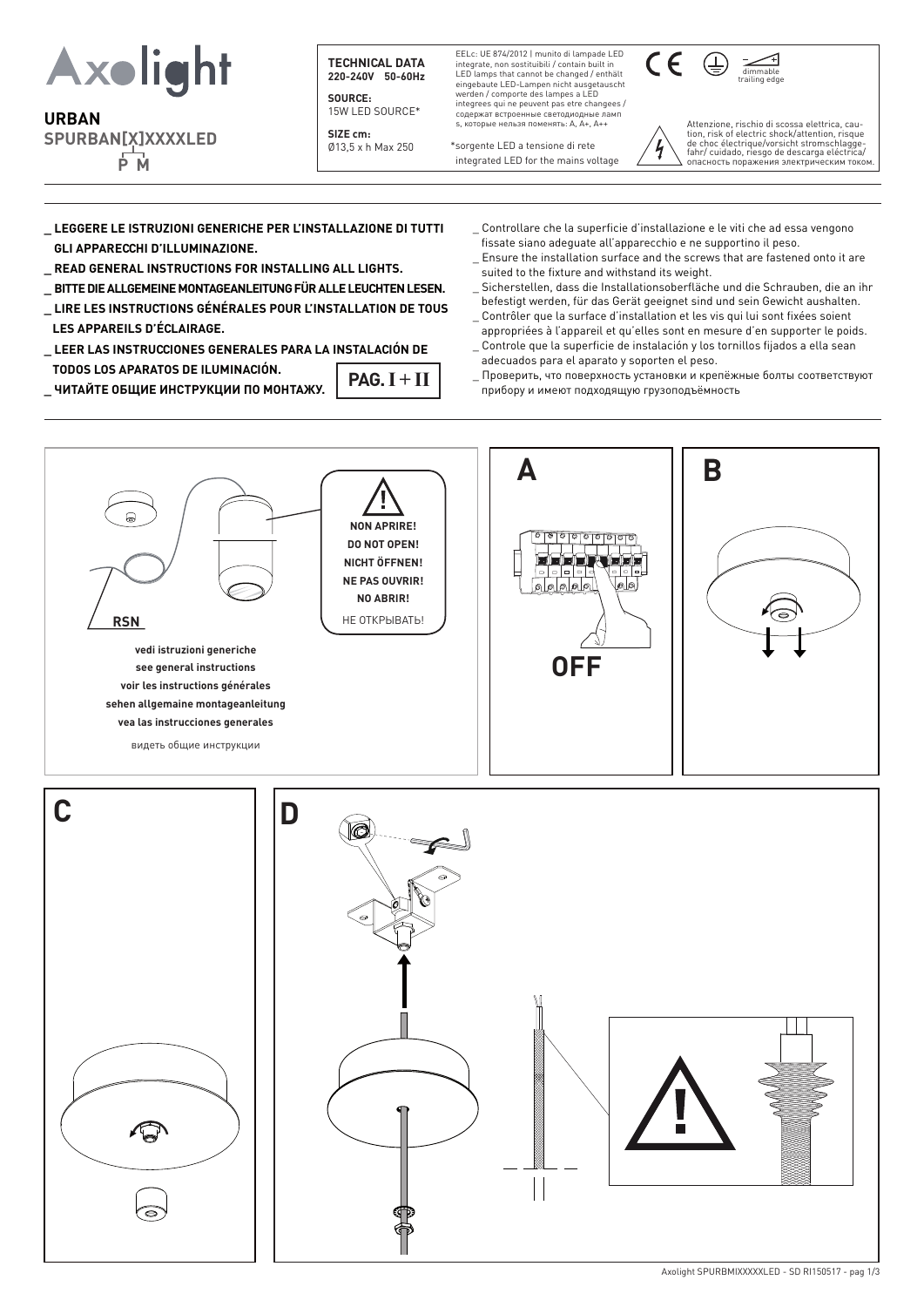# Axolight

## URBAN

**SPURBAN[X]XXXXLED**
P M

**TECHNICAL DATA**
**220-240V 50-60Hz**

**SOURCE:**
15W LED SOURCE*

**SIZE cm:**
Ø13,5 x h Max 250

EELc: UE 874/2012 | munito di lampade LED integrate, non sostituibili / contain built in LED lamps that cannot be changed / enthält eingebaute LED-Lampen nicht ausgetauscht werden / comporte des lampes a LED integrees qui ne peuvent pas etre changees / содержат встроенные светодиодные лампы, которые нельзя поменять: A, A+, A++

*sorgente LED a tensione di rete
integrated LED for the mains voltage

dimmable trailing edge

Attenzione, rischio di scossa elettrica, caution, risk of electric shock/attention, risque de choc électrique/vorsicht stromschlaggefahr/ cuidado, riesgo de descarga eléctrica/ опасность поражения электрическим током.

**_ LEGGERE LE ISTRUZIONI GENERICHE PER L'INSTALLAZIONE DI TUTTI GLI APPARECCHI D'ILLUMINAZIONE.**
**_ READ GENERAL INSTRUCTIONS FOR INSTALLING ALL LIGHTS.**
**_ BITTE DIE ALLGEMEINE MONTAGEANLEITUNG FÜR ALLE LEUCHTEN LESEN.**
**_ LIRE LES INSTRUCTIONS GÉNÉRALES POUR L'INSTALLATION DE TOUS LES APPAREILS D'ÉCLAIRAGE.**
**_ LEER LAS INSTRUCCIONES GENERALES PARA LA INSTALACIÓN DE TODOS LOS APARATOS DE ILUMINACIÓN.**
**_ ЧИТАЙТЕ ОБЩИЕ ИНСТРУКЦИИ ПО МОНТАЖУ.**

**PAG. I + II**

_ Controllare che la superficie d'installazione e le viti che ad essa vengono fissate siano adeguate all'apparecchio e ne supportino il peso.
_ Ensure the installation surface and the screws that are fastened onto it are suited to the fixture and withstand its weight.
_ Sicherstellen, dass die Installationsoberfläche und die Schrauben, die an ihr befestigt werden, für das Gerät geeignet sind und sein Gewicht aushalten.
_ Contrôler que la surface d'installation et les vis qui lui sont fixées soient appropriées à l'appareil et qu'elles sont en mesure d'en supporter le poids.
_ Controle que la superficie de instalación y los tornillos fijados a ella sean adecuados para el aparato y soporten el peso.
_ Проверить, что поверхность установки и крепёжные болты соответствуют прибору и имеют подходящую грузоподъёмность

**RSN**

**NON APRIRE!**
**DO NOT OPEN!**
**NICHT ÖFFNEN!**
**NE PAS OUVRIR!**
**NO ABRIR!**
НЕ ОТКРЫВАТЬ!

**vedi istruzioni generiche**
**see general instructions**
**voir les instructions générales**
**sehen allgemeine montageanleitung**
**vea las instrucciones generales**
видеть общие инструкции

**A**

**OFF**

**B**

**C**

**D**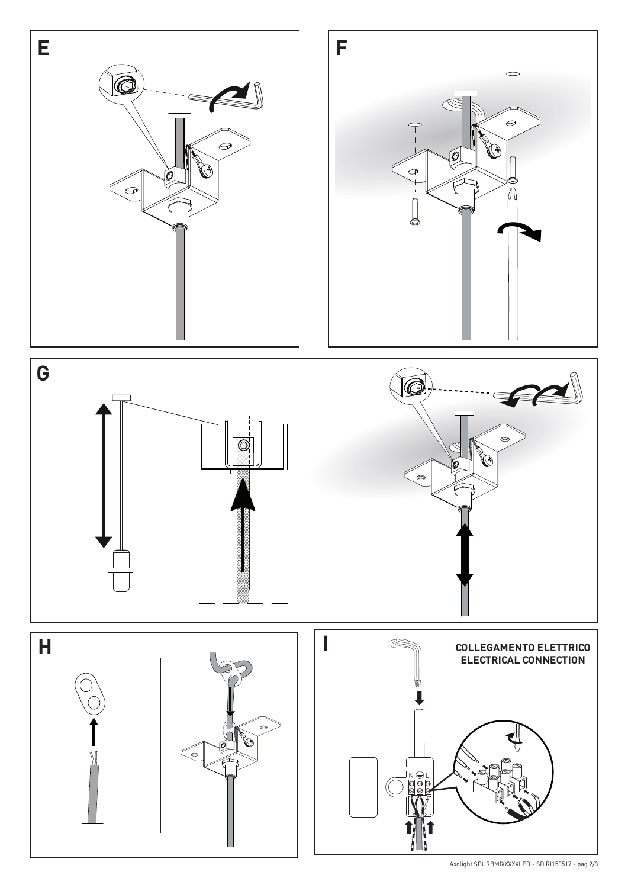**E**

**F**

**G**

**H**

**I**

**COLLEGAMENTO ELETTRICO**
**ELECTRICAL CONNECTION**

N ⏚ L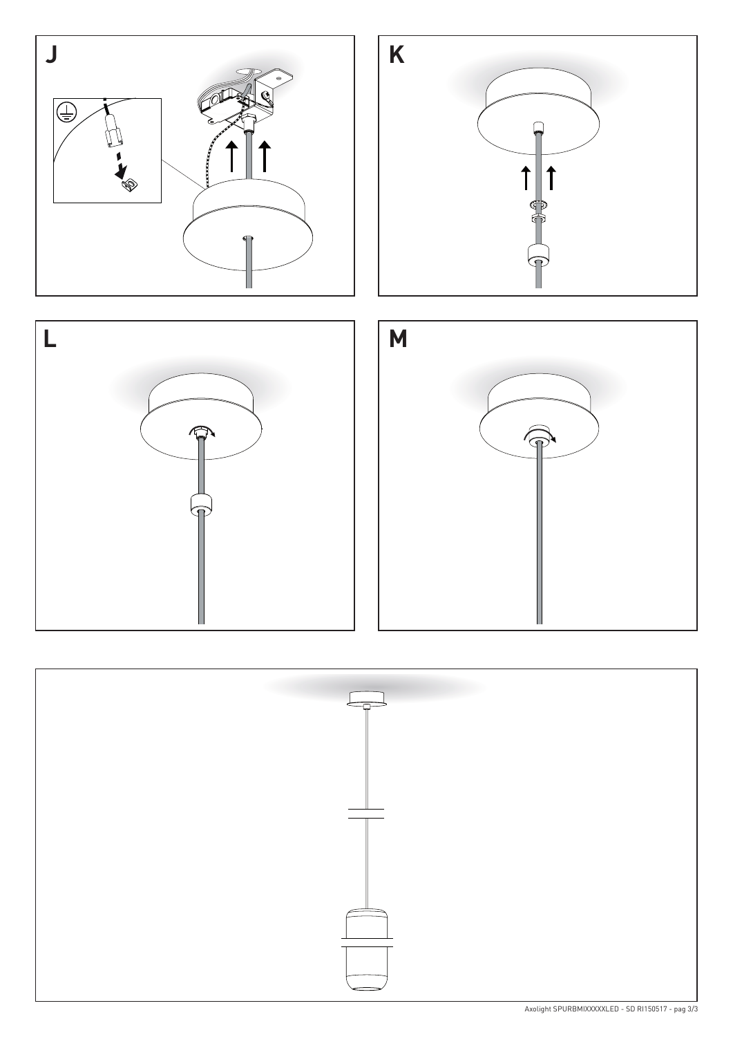**J**

**K**

**L**

**M**